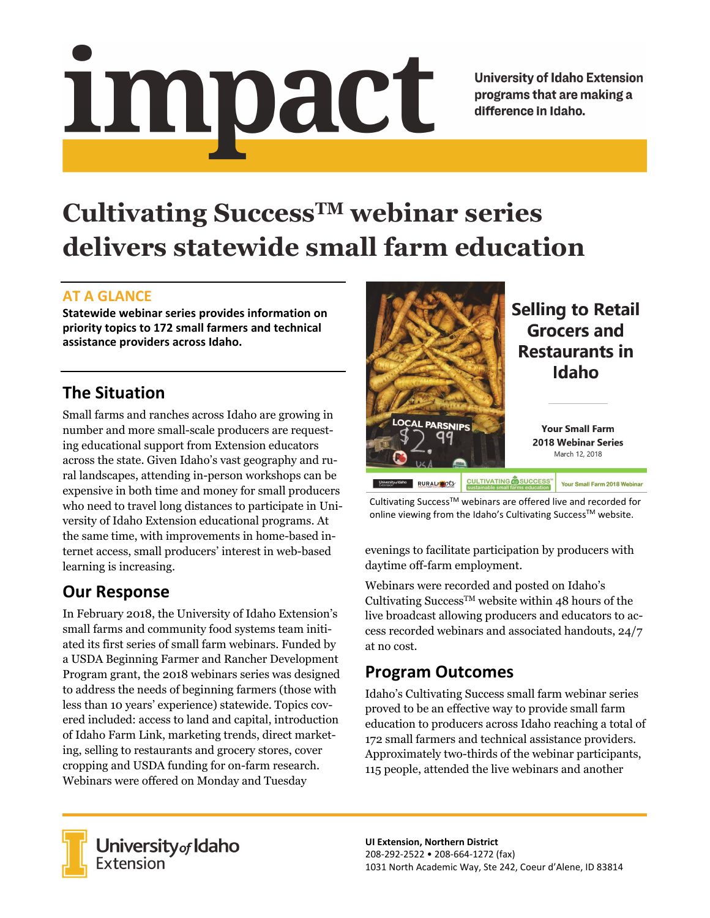# impact

University of Idaho Extension programs that are making a difference in Idaho.

# Cultivating Success™ webinar series delivers statewide small farm education

## AT A GLANCE

**Statewide webinar series provides information on priority topics to 172 small farmers and technical assistance providers across Idaho.**

## The Situation

Small farms and ranches across Idaho are growing in number and more small-scale producers are requesting educational support from Extension educators across the state. Given Idaho's vast geography and rural landscapes, attending in-person workshops can be expensive in both time and money for small producers who need to travel long distances to participate in University of Idaho Extension educational programs. At the same time, with improvements in home-based internet access, small producers' interest in web-based learning is increasing.

## Our Response

In February 2018, the University of Idaho Extension's small farms and community food systems team initiated its first series of small farm webinars. Funded by a USDA Beginning Farmer and Rancher Development Program grant, the 2018 webinars series was designed to address the needs of beginning farmers (those with less than 10 years' experience) statewide. Topics covered included: access to land and capital, introduction of Idaho Farm Link, marketing trends, direct marketing, selling to restaurants and grocery stores, cover cropping and USDA funding for on-farm research. Webinars were offered on Monday and Tuesday evenings to facilitate participation by producers with daytime off-farm employment.

Selling to Retail Grocers and Restaurants in Idaho

Your Small Farm 2018 Webinar Series
March 12, 2018

Cultivating Success™ webinars are offered live and recorded for online viewing from the Idaho's Cultivating Success™ website.

Webinars were recorded and posted on Idaho's Cultivating Success™ website within 48 hours of the live broadcast allowing producers and educators to access recorded webinars and associated handouts, 24/7 at no cost.

## Program Outcomes

Idaho's Cultivating Success small farm webinar series proved to be an effective way to provide small farm education to producers across Idaho reaching a total of 172 small farmers and technical assistance providers. Approximately two-thirds of the webinar participants, 115 people, attended the live webinars and another

University of Idaho Extension

**UI Extension, Northern District**
208-292-2522 • 208-664-1272 (fax)
1031 North Academic Way, Ste 242, Coeur d'Alene, ID 83814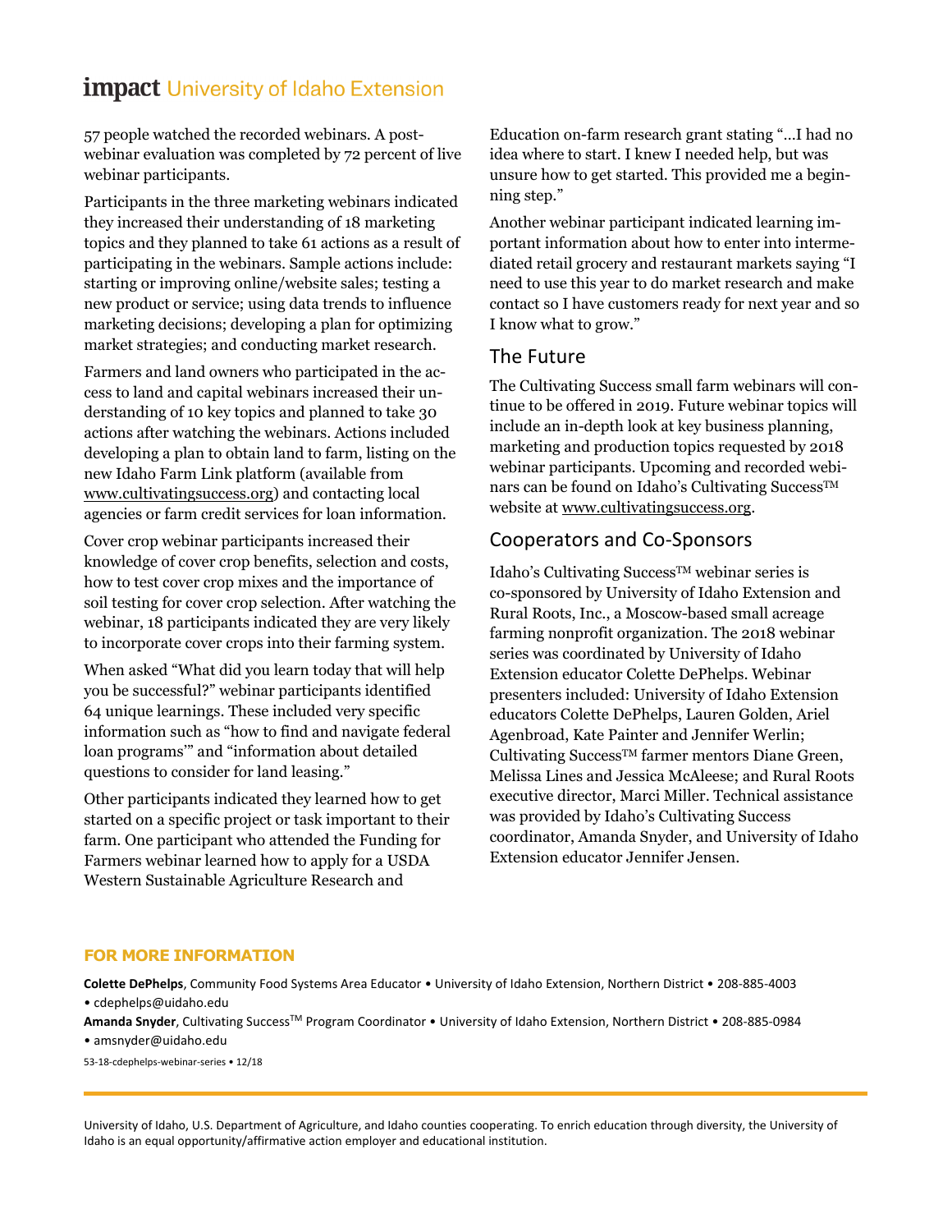57 people watched the recorded webinars. A post-webinar evaluation was completed by 72 percent of live webinar participants.

Participants in the three marketing webinars indicated they increased their understanding of 18 marketing topics and they planned to take 61 actions as a result of participating in the webinars. Sample actions include: starting or improving online/website sales; testing a new product or service; using data trends to influence marketing decisions; developing a plan for optimizing market strategies; and conducting market research.

Farmers and land owners who participated in the access to land and capital webinars increased their understanding of 10 key topics and planned to take 30 actions after watching the webinars. Actions included developing a plan to obtain land to farm, listing on the new Idaho Farm Link platform (available from www.cultivatingsuccess.org) and contacting local agencies or farm credit services for loan information.

Cover crop webinar participants increased their knowledge of cover crop benefits, selection and costs, how to test cover crop mixes and the importance of soil testing for cover crop selection. After watching the webinar, 18 participants indicated they are very likely to incorporate cover crops into their farming system.

When asked "What did you learn today that will help you be successful?" webinar participants identified 64 unique learnings. These included very specific information such as "how to find and navigate federal loan programs'" and "information about detailed questions to consider for land leasing."

Other participants indicated they learned how to get started on a specific project or task important to their farm. One participant who attended the Funding for Farmers webinar learned how to apply for a USDA Western Sustainable Agriculture Research and Education on-farm research grant stating "...I had no idea where to start. I knew I needed help, but was unsure how to get started. This provided me a beginning step."

Another webinar participant indicated learning important information about how to enter into intermediated retail grocery and restaurant markets saying "I need to use this year to do market research and make contact so I have customers ready for next year and so I know what to grow."

## The Future

The Cultivating Success small farm webinars will continue to be offered in 2019. Future webinar topics will include an in-depth look at key business planning, marketing and production topics requested by 2018 webinar participants. Upcoming and recorded webinars can be found on Idaho's Cultivating Success™ website at www.cultivatingsuccess.org.

## Cooperators and Co-Sponsors

Idaho's Cultivating Success™ webinar series is co-sponsored by University of Idaho Extension and Rural Roots, Inc., a Moscow-based small acreage farming nonprofit organization. The 2018 webinar series was coordinated by University of Idaho Extension educator Colette DePhelps. Webinar presenters included: University of Idaho Extension educators Colette DePhelps, Lauren Golden, Ariel Agenbroad, Kate Painter and Jennifer Werlin; Cultivating Success™ farmer mentors Diane Green, Melissa Lines and Jessica McAleese; and Rural Roots executive director, Marci Miller. Technical assistance was provided by Idaho's Cultivating Success coordinator, Amanda Snyder, and University of Idaho Extension educator Jennifer Jensen.

### FOR MORE INFORMATION

**Colette DePhelps**, Community Food Systems Area Educator • University of Idaho Extension, Northern District • 208-885-4003 • cdephelps@uidaho.edu

**Amanda Snyder**, Cultivating Success™ Program Coordinator • University of Idaho Extension, Northern District • 208-885-0984 • amsnyder@uidaho.edu

53-18-cdephelps-webinar-series • 12/18

University of Idaho, U.S. Department of Agriculture, and Idaho counties cooperating. To enrich education through diversity, the University of Idaho is an equal opportunity/affirmative action employer and educational institution.